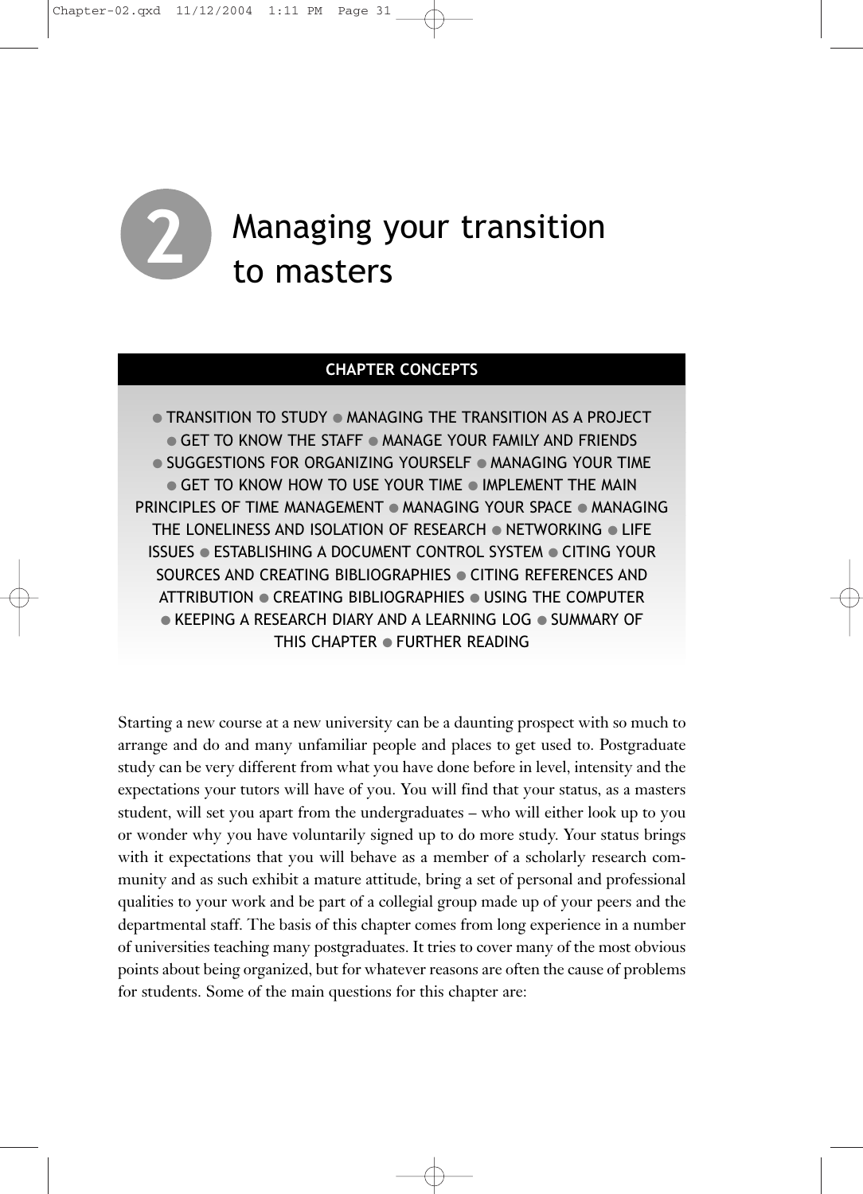# 2 Managing your transition to masters

**CHAPTER CONCEPTS**

● TRANSITION TO STUDY ● MANAGING THE TRANSITION AS A PROJECT ● GET TO KNOW THE STAFF ● MANAGE YOUR FAMILY AND FRIENDS ● SUGGESTIONS FOR ORGANIZING YOURSELF ● MANAGING YOUR TIME ● GET TO KNOW HOW TO USE YOUR TIME ● IMPLEMENT THE MAIN PRINCIPLES OF TIME MANAGEMENT ● MANAGING YOUR SPACE ● MANAGING THE LONELINESS AND ISOLATION OF RESEARCH ● NETWORKING ● LIFE ISSUES ● ESTABLISHING A DOCUMENT CONTROL SYSTEM ● CITING YOUR SOURCES AND CREATING BIBLIOGRAPHIES ● CITING REFERENCES AND ATTRIBUTION ● CREATING BIBLIOGRAPHIES ● USING THE COMPUTER ● KEEPING A RESEARCH DIARY AND A LEARNING LOG ● SUMMARY OF THIS CHAPTER ● FURTHER READING

Starting a new course at a new university can be a daunting prospect with so much to arrange and do and many unfamiliar people and places to get used to. Postgraduate study can be very different from what you have done before in level, intensity and the expectations your tutors will have of you. You will find that your status, as a masters student, will set you apart from the undergraduates – who will either look up to you or wonder why you have voluntarily signed up to do more study. Your status brings with it expectations that you will behave as a member of a scholarly research community and as such exhibit a mature attitude, bring a set of personal and professional qualities to your work and be part of a collegial group made up of your peers and the departmental staff. The basis of this chapter comes from long experience in a number of universities teaching many postgraduates. It tries to cover many of the most obvious points about being organized, but for whatever reasons are often the cause of problems for students. Some of the main questions for this chapter are: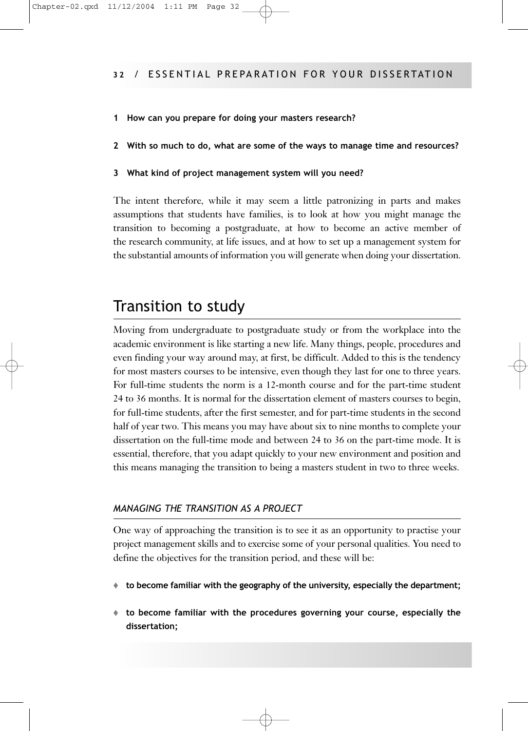**1 How can you prepare for doing your masters research?**

**2 With so much to do, what are some of the ways to manage time and resources?**

**3 What kind of project management system will you need?**

The intent therefore, while it may seem a little patronizing in parts and makes assumptions that students have families, is to look at how you might manage the transition to becoming a postgraduate, at how to become an active member of the research community, at life issues, and at how to set up a management system for the substantial amounts of information you will generate when doing your dissertation.

## Transition to study

Moving from undergraduate to postgraduate study or from the workplace into the academic environment is like starting a new life. Many things, people, procedures and even finding your way around may, at first, be difficult. Added to this is the tendency for most masters courses to be intensive, even though they last for one to three years. For full-time students the norm is a 12-month course and for the part-time student 24 to 36 months. It is normal for the dissertation element of masters courses to begin, for full-time students, after the first semester, and for part-time students in the second half of year two. This means you may have about six to nine months to complete your dissertation on the full-time mode and between 24 to 36 on the part-time mode. It is essential, therefore, that you adapt quickly to your new environment and position and this means managing the transition to being a masters student in two to three weeks.

### *MANAGING THE TRANSITION AS A PROJECT*

One way of approaching the transition is to see it as an opportunity to practise your project management skills and to exercise some of your personal qualities. You need to define the objectives for the transition period, and these will be:

- **to become familiar with the geography of the university, especially the department;**
- **to become familiar with the procedures governing your course, especially the dissertation;**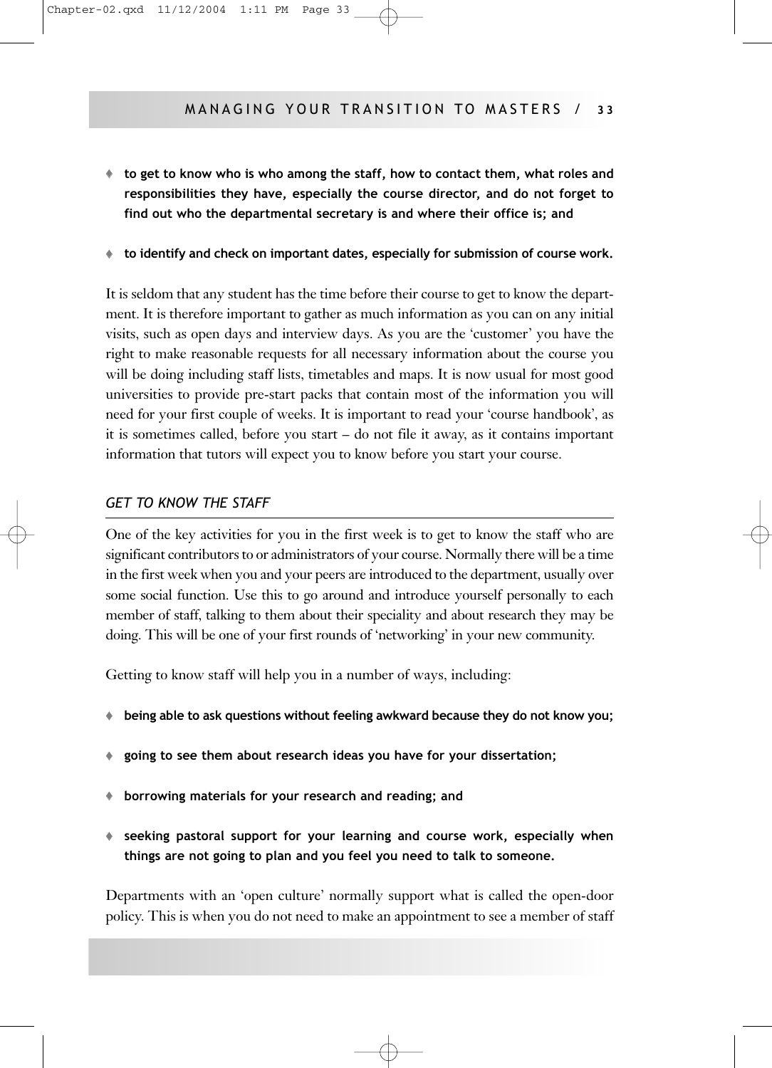- **to get to know who is who among the staff, how to contact them, what roles and responsibilities they have, especially the course director, and do not forget to find out who the departmental secretary is and where their office is; and**
- **to identify and check on important dates, especially for submission of course work.**

It is seldom that any student has the time before their course to get to know the department. It is therefore important to gather as much information as you can on any initial visits, such as open days and interview days. As you are the 'customer' you have the right to make reasonable requests for all necessary information about the course you will be doing including staff lists, timetables and maps. It is now usual for most good universities to provide pre-start packs that contain most of the information you will need for your first couple of weeks. It is important to read your 'course handbook', as it is sometimes called, before you start – do not file it away, as it contains important information that tutors will expect you to know before you start your course.

### *GET TO KNOW THE STAFF*

One of the key activities for you in the first week is to get to know the staff who are significant contributors to or administrators of your course. Normally there will be a time in the first week when you and your peers are introduced to the department, usually over some social function. Use this to go around and introduce yourself personally to each member of staff, talking to them about their speciality and about research they may be doing. This will be one of your first rounds of 'networking' in your new community.

Getting to know staff will help you in a number of ways, including:

- **being able to ask questions without feeling awkward because they do not know you;**
- **going to see them about research ideas you have for your dissertation;**
- **borrowing materials for your research and reading; and**
- **seeking pastoral support for your learning and course work, especially when things are not going to plan and you feel you need to talk to someone.**

Departments with an 'open culture' normally support what is called the open-door policy. This is when you do not need to make an appointment to see a member of staff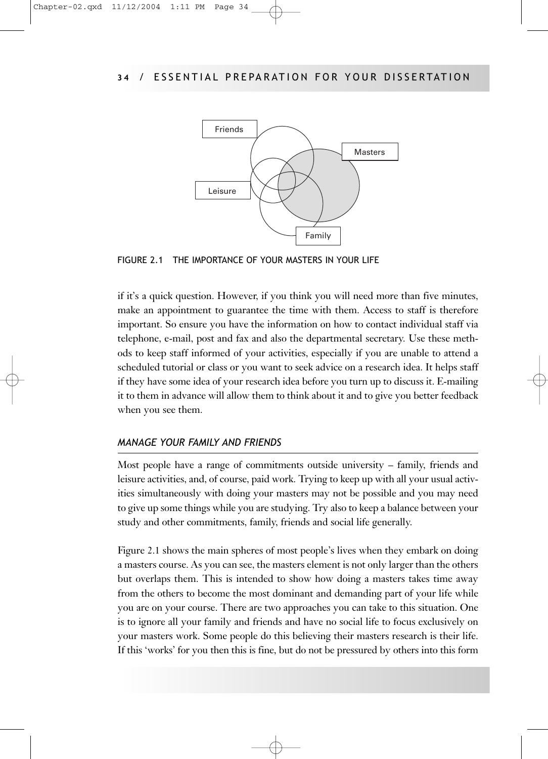Friends

Masters

Leisure

Family

FIGURE 2.1 THE IMPORTANCE OF YOUR MASTERS IN YOUR LIFE

if it's a quick question. However, if you think you will need more than five minutes, make an appointment to guarantee the time with them. Access to staff is therefore important. So ensure you have the information on how to contact individual staff via telephone, e-mail, post and fax and also the departmental secretary. Use these methods to keep staff informed of your activities, especially if you are unable to attend a scheduled tutorial or class or you want to seek advice on a research idea. It helps staff if they have some idea of your research idea before you turn up to discuss it. E-mailing it to them in advance will allow them to think about it and to give you better feedback when you see them.

### *MANAGE YOUR FAMILY AND FRIENDS*

Most people have a range of commitments outside university – family, friends and leisure activities, and, of course, paid work. Trying to keep up with all your usual activities simultaneously with doing your masters may not be possible and you may need to give up some things while you are studying. Try also to keep a balance between your study and other commitments, family, friends and social life generally.

Figure 2.1 shows the main spheres of most people's lives when they embark on doing a masters course. As you can see, the masters element is not only larger than the others but overlaps them. This is intended to show how doing a masters takes time away from the others to become the most dominant and demanding part of your life while you are on your course. There are two approaches you can take to this situation. One is to ignore all your family and friends and have no social life to focus exclusively on your masters work. Some people do this believing their masters research is their life. If this 'works' for you then this is fine, but do not be pressured by others into this form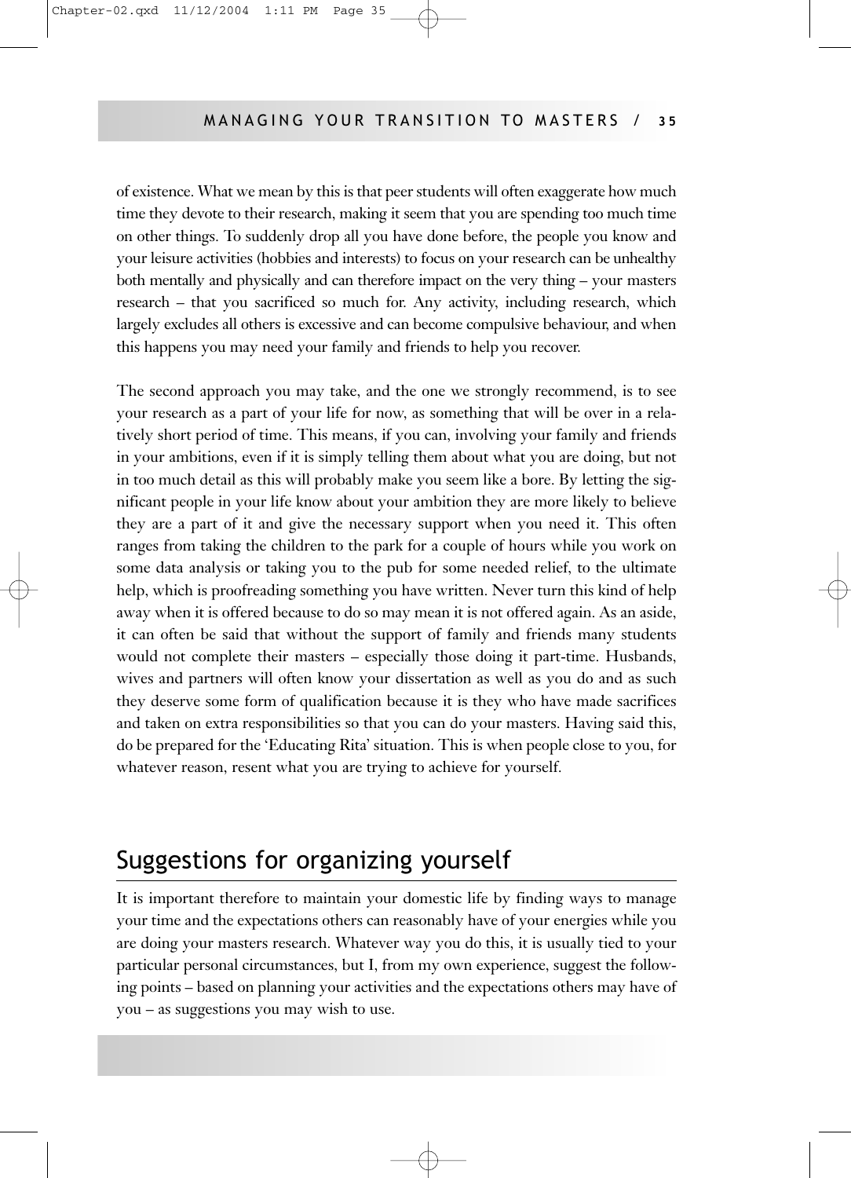of existence. What we mean by this is that peer students will often exaggerate how much time they devote to their research, making it seem that you are spending too much time on other things. To suddenly drop all you have done before, the people you know and your leisure activities (hobbies and interests) to focus on your research can be unhealthy both mentally and physically and can therefore impact on the very thing – your masters research – that you sacrificed so much for. Any activity, including research, which largely excludes all others is excessive and can become compulsive behaviour, and when this happens you may need your family and friends to help you recover.

The second approach you may take, and the one we strongly recommend, is to see your research as a part of your life for now, as something that will be over in a relatively short period of time. This means, if you can, involving your family and friends in your ambitions, even if it is simply telling them about what you are doing, but not in too much detail as this will probably make you seem like a bore. By letting the significant people in your life know about your ambition they are more likely to believe they are a part of it and give the necessary support when you need it. This often ranges from taking the children to the park for a couple of hours while you work on some data analysis or taking you to the pub for some needed relief, to the ultimate help, which is proofreading something you have written. Never turn this kind of help away when it is offered because to do so may mean it is not offered again. As an aside, it can often be said that without the support of family and friends many students would not complete their masters – especially those doing it part-time. Husbands, wives and partners will often know your dissertation as well as you do and as such they deserve some form of qualification because it is they who have made sacrifices and taken on extra responsibilities so that you can do your masters. Having said this, do be prepared for the 'Educating Rita' situation. This is when people close to you, for whatever reason, resent what you are trying to achieve for yourself.

## Suggestions for organizing yourself

It is important therefore to maintain your domestic life by finding ways to manage your time and the expectations others can reasonably have of your energies while you are doing your masters research. Whatever way you do this, it is usually tied to your particular personal circumstances, but I, from my own experience, suggest the following points – based on planning your activities and the expectations others may have of you – as suggestions you may wish to use.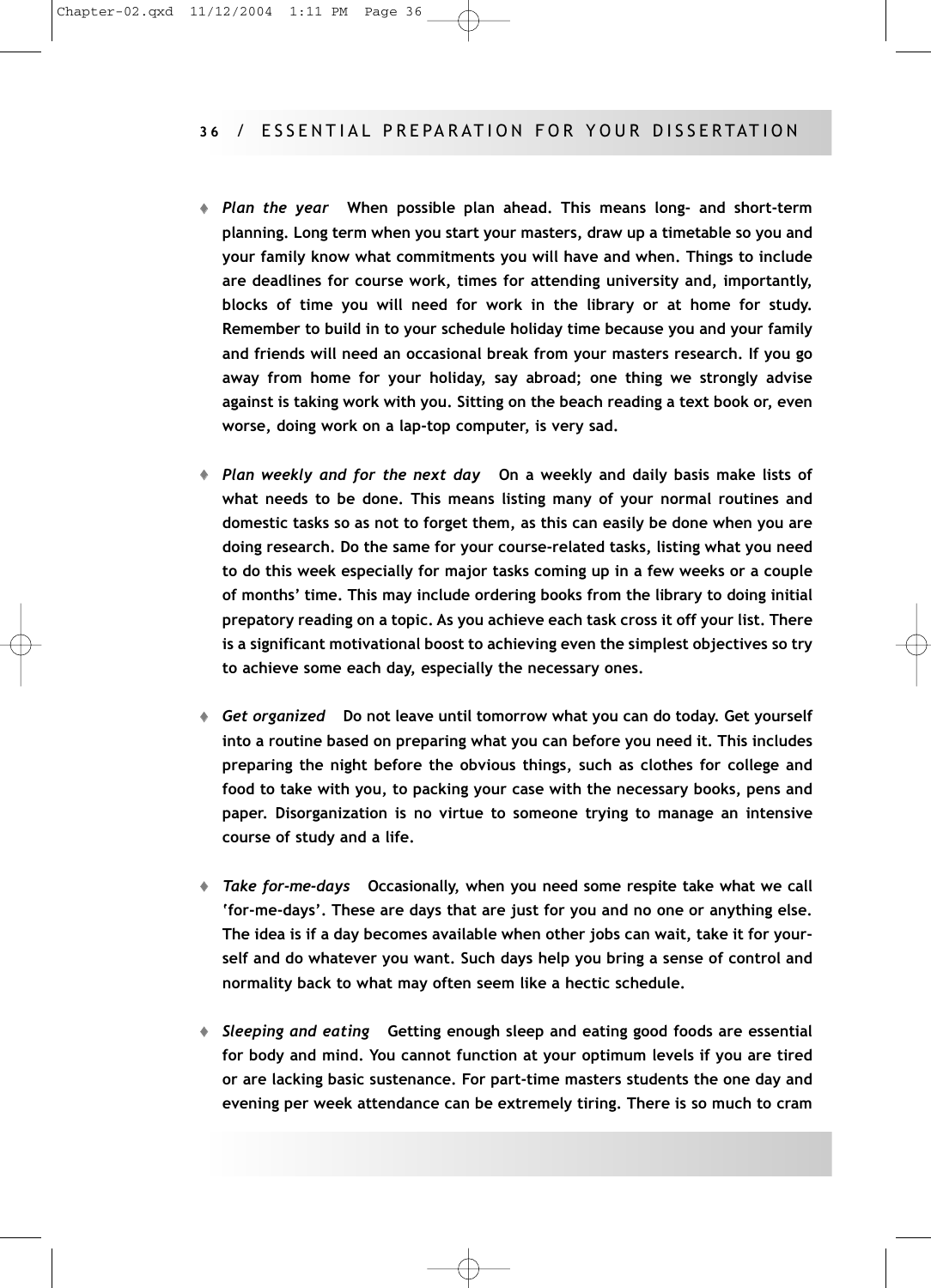- ***Plan the year*** When possible plan ahead. This means long- and short-term planning. Long term when you start your masters, draw up a timetable so you and your family know what commitments you will have and when. Things to include are deadlines for course work, times for attending university and, importantly, blocks of time you will need for work in the library or at home for study. Remember to build in to your schedule holiday time because you and your family and friends will need an occasional break from your masters research. If you go away from home for your holiday, say abroad; one thing we strongly advise against is taking work with you. Sitting on the beach reading a text book or, even worse, doing work on a lap-top computer, is very sad.

- ***Plan weekly and for the next day*** On a weekly and daily basis make lists of what needs to be done. This means listing many of your normal routines and domestic tasks so as not to forget them, as this can easily be done when you are doing research. Do the same for your course-related tasks, listing what you need to do this week especially for major tasks coming up in a few weeks or a couple of months' time. This may include ordering books from the library to doing initial prepatory reading on a topic. As you achieve each task cross it off your list. There is a significant motivational boost to achieving even the simplest objectives so try to achieve some each day, especially the necessary ones.

- ***Get organized*** Do not leave until tomorrow what you can do today. Get yourself into a routine based on preparing what you can before you need it. This includes preparing the night before the obvious things, such as clothes for college and food to take with you, to packing your case with the necessary books, pens and paper. Disorganization is no virtue to someone trying to manage an intensive course of study and a life.

- ***Take for-me-days*** Occasionally, when you need some respite take what we call 'for-me-days'. These are days that are just for you and no one or anything else. The idea is if a day becomes available when other jobs can wait, take it for yourself and do whatever you want. Such days help you bring a sense of control and normality back to what may often seem like a hectic schedule.

- ***Sleeping and eating*** Getting enough sleep and eating good foods are essential for body and mind. You cannot function at your optimum levels if you are tired or are lacking basic sustenance. For part-time masters students the one day and evening per week attendance can be extremely tiring. There is so much to cram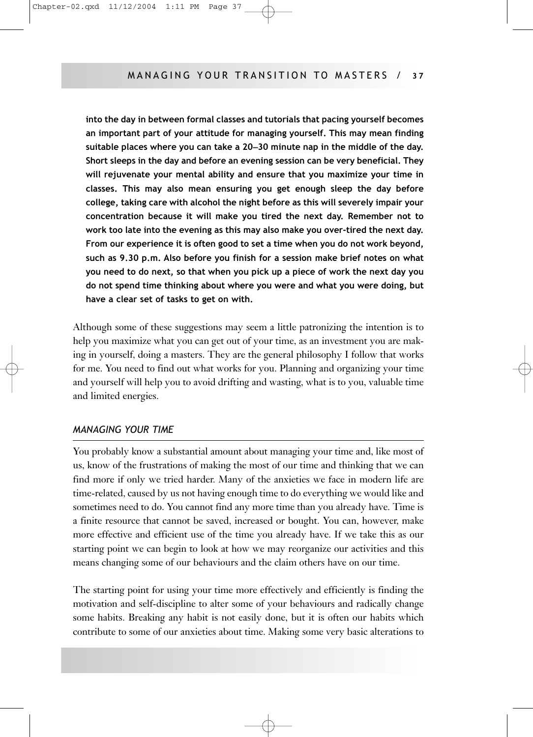**into the day in between formal classes and tutorials that pacing yourself becomes an important part of your attitude for managing yourself. This may mean finding suitable places where you can take a 20–30 minute nap in the middle of the day. Short sleeps in the day and before an evening session can be very beneficial. They will rejuvenate your mental ability and ensure that you maximize your time in classes. This may also mean ensuring you get enough sleep the day before college, taking care with alcohol the night before as this will severely impair your concentration because it will make you tired the next day. Remember not to work too late into the evening as this may also make you over-tired the next day. From our experience it is often good to set a time when you do not work beyond, such as 9.30 p.m. Also before you finish for a session make brief notes on what you need to do next, so that when you pick up a piece of work the next day you do not spend time thinking about where you were and what you were doing, but have a clear set of tasks to get on with.**

Although some of these suggestions may seem a little patronizing the intention is to help you maximize what you can get out of your time, as an investment you are making in yourself, doing a masters. They are the general philosophy I follow that works for me. You need to find out what works for you. Planning and organizing your time and yourself will help you to avoid drifting and wasting, what is to you, valuable time and limited energies.

### *MANAGING YOUR TIME*

You probably know a substantial amount about managing your time and, like most of us, know of the frustrations of making the most of our time and thinking that we can find more if only we tried harder. Many of the anxieties we face in modern life are time-related, caused by us not having enough time to do everything we would like and sometimes need to do. You cannot find any more time than you already have. Time is a finite resource that cannot be saved, increased or bought. You can, however, make more effective and efficient use of the time you already have. If we take this as our starting point we can begin to look at how we may reorganize our activities and this means changing some of our behaviours and the claim others have on our time.

The starting point for using your time more effectively and efficiently is finding the motivation and self-discipline to alter some of your behaviours and radically change some habits. Breaking any habit is not easily done, but it is often our habits which contribute to some of our anxieties about time. Making some very basic alterations to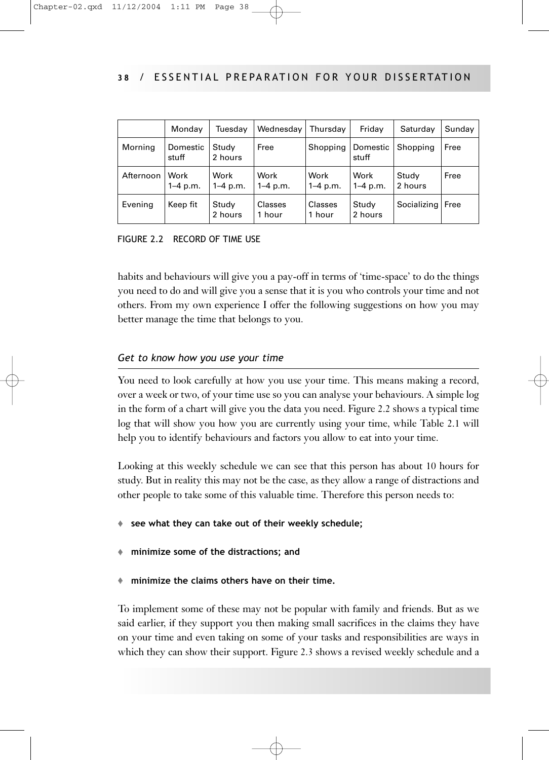| | Monday | Tuesday | Wednesday | Thursday | Friday | Saturday | Sunday |
|---|---|---|---|---|---|---|---|
| Morning | Domestic stuff | Study 2 hours | Free | Shopping | Domestic stuff | Shopping | Free |
| Afternoon | Work 1–4 p.m. | Work 1–4 p.m. | Work 1–4 p.m. | Work 1–4 p.m. | Work 1–4 p.m. | Study 2 hours | Free |
| Evening | Keep fit | Study 2 hours | Classes 1 hour | Classes 1 hour | Study 2 hours | Socializing | Free |

FIGURE 2.2 RECORD OF TIME USE

habits and behaviours will give you a pay-off in terms of 'time-space' to do the things you need to do and will give you a sense that it is you who controls your time and not others. From my own experience I offer the following suggestions on how you may better manage the time that belongs to you.

### *Get to know how you use your time*

You need to look carefully at how you use your time. This means making a record, over a week or two, of your time use so you can analyse your behaviours. A simple log in the form of a chart will give you the data you need. Figure 2.2 shows a typical time log that will show you how you are currently using your time, while Table 2.1 will help you to identify behaviours and factors you allow to eat into your time.

Looking at this weekly schedule we can see that this person has about 10 hours for study. But in reality this may not be the case, as they allow a range of distractions and other people to take some of this valuable time. Therefore this person needs to:

- **see what they can take out of their weekly schedule;**
- **minimize some of the distractions; and**
- **minimize the claims others have on their time.**

To implement some of these may not be popular with family and friends. But as we said earlier, if they support you then making small sacrifices in the claims they have on your time and even taking on some of your tasks and responsibilities are ways in which they can show their support. Figure 2.3 shows a revised weekly schedule and a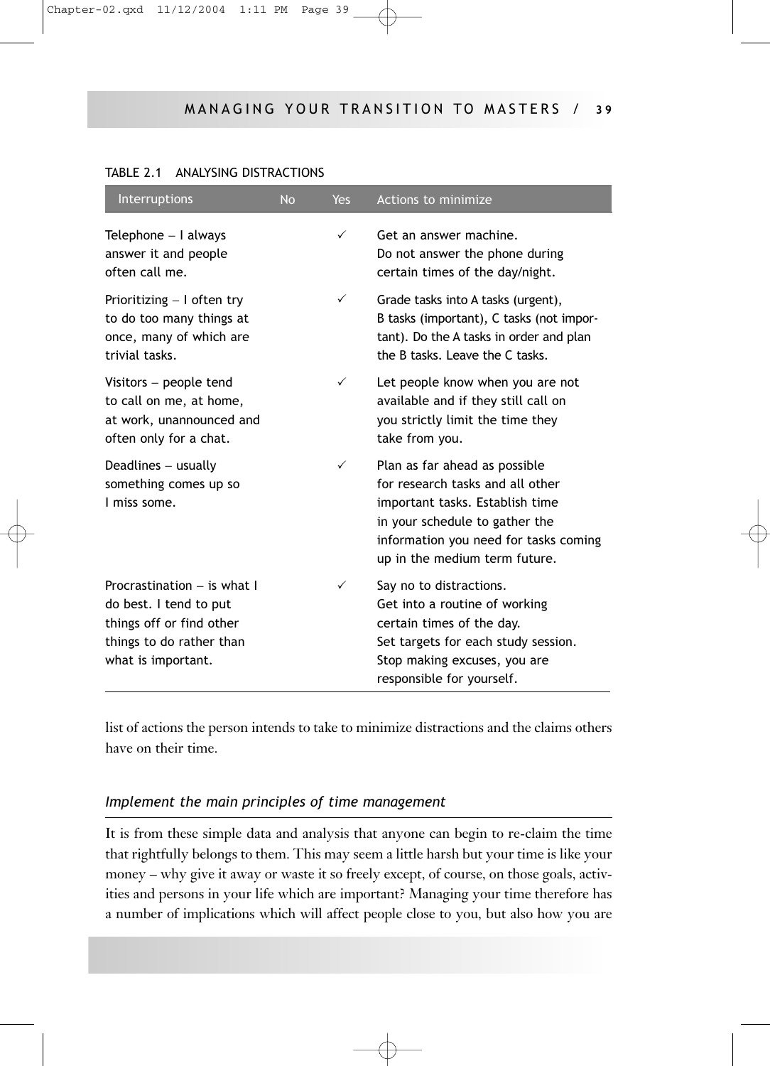TABLE 2.1 ANALYSING DISTRACTIONS

| Interruptions | No | Yes | Actions to minimize |
|---|---|---|---|
| Telephone – I always answer it and people often call me. | | ✓ | Get an answer machine. Do not answer the phone during certain times of the day/night. |
| Prioritizing – I often try to do too many things at once, many of which are trivial tasks. | | ✓ | Grade tasks into A tasks (urgent), B tasks (important), C tasks (not important). Do the A tasks in order and plan the B tasks. Leave the C tasks. |
| Visitors – people tend to call on me, at home, at work, unannounced and often only for a chat. | | ✓ | Let people know when you are not available and if they still call on you strictly limit the time they take from you. |
| Deadlines – usually something comes up so I miss some. | | ✓ | Plan as far ahead as possible for research tasks and all other important tasks. Establish time in your schedule to gather the information you need for tasks coming up in the medium term future. |
| Procrastination – is what I do best. I tend to put things off or find other things to do rather than what is important. | | ✓ | Say no to distractions. Get into a routine of working certain times of the day. Set targets for each study session. Stop making excuses, you are responsible for yourself. |

list of actions the person intends to take to minimize distractions and the claims others have on their time.

### *Implement the main principles of time management*

It is from these simple data and analysis that anyone can begin to re-claim the time that rightfully belongs to them. This may seem a little harsh but your time is like your money – why give it away or waste it so freely except, of course, on those goals, activities and persons in your life which are important? Managing your time therefore has a number of implications which will affect people close to you, but also how you are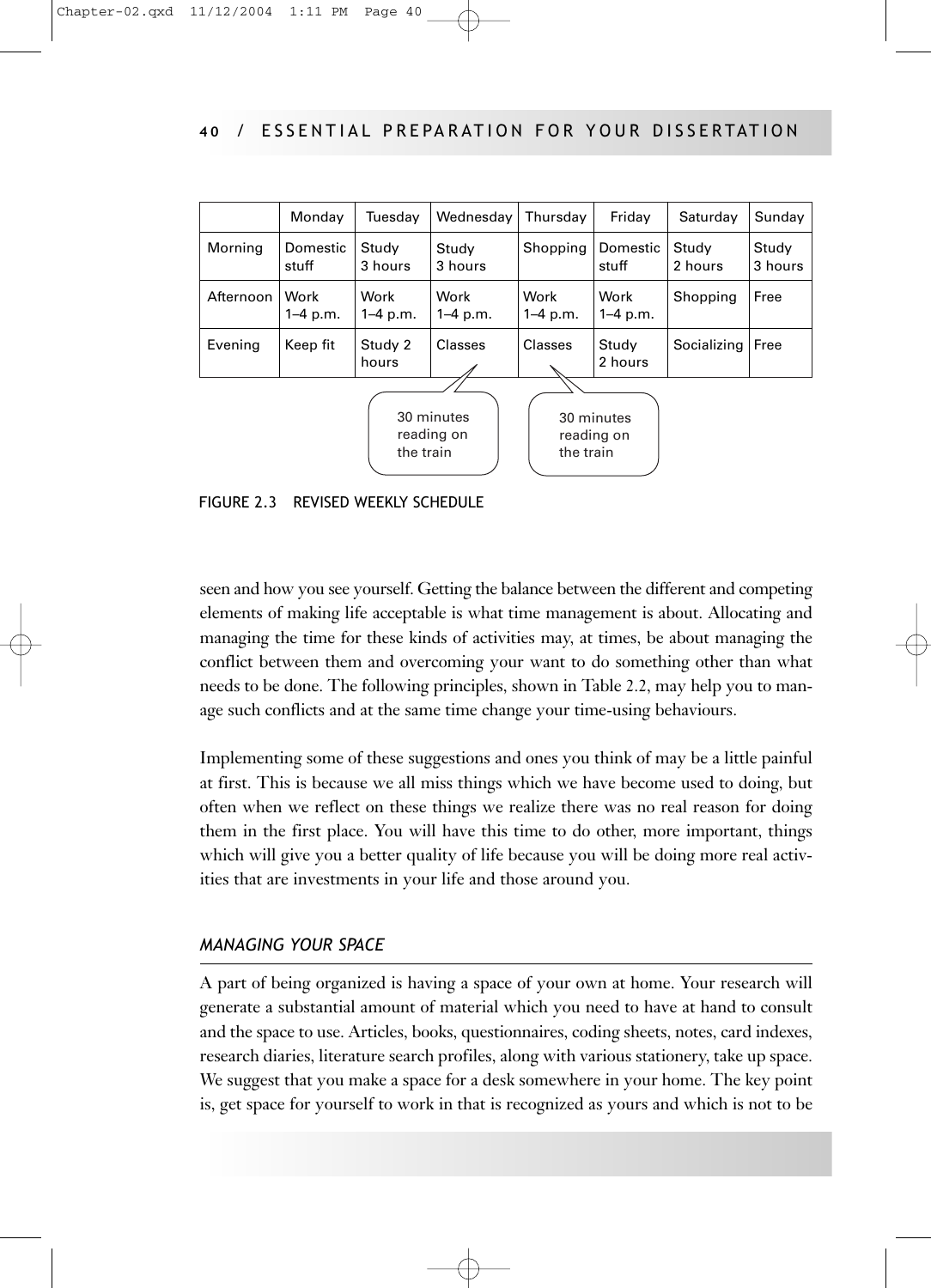| | Monday | Tuesday | Wednesday | Thursday | Friday | Saturday | Sunday |
|---|---|---|---|---|---|---|---|
| Morning | Domestic stuff | Study 3 hours | Study 3 hours | Shopping | Domestic stuff | Study 2 hours | Study 3 hours |
| Afternoon | Work 1–4 p.m. | Work 1–4 p.m. | Work 1–4 p.m. | Work 1–4 p.m. | Work 1–4 p.m. | Shopping | Free |
| Evening | Keep fit | Study 2 hours | Classes | Classes | Study 2 hours | Socializing | Free |

30 minutes reading on the train (Wednesday evening)

30 minutes reading on the train (Thursday evening)

FIGURE 2.3 REVISED WEEKLY SCHEDULE

seen and how you see yourself. Getting the balance between the different and competing elements of making life acceptable is what time management is about. Allocating and managing the time for these kinds of activities may, at times, be about managing the conflict between them and overcoming your want to do something other than what needs to be done. The following principles, shown in Table 2.2, may help you to manage such conflicts and at the same time change your time-using behaviours.

Implementing some of these suggestions and ones you think of may be a little painful at first. This is because we all miss things which we have become used to doing, but often when we reflect on these things we realize there was no real reason for doing them in the first place. You will have this time to do other, more important, things which will give you a better quality of life because you will be doing more real activities that are investments in your life and those around you.

### *MANAGING YOUR SPACE*

A part of being organized is having a space of your own at home. Your research will generate a substantial amount of material which you need to have at hand to consult and the space to use. Articles, books, questionnaires, coding sheets, notes, card indexes, research diaries, literature search profiles, along with various stationery, take up space. We suggest that you make a space for a desk somewhere in your home. The key point is, get space for yourself to work in that is recognized as yours and which is not to be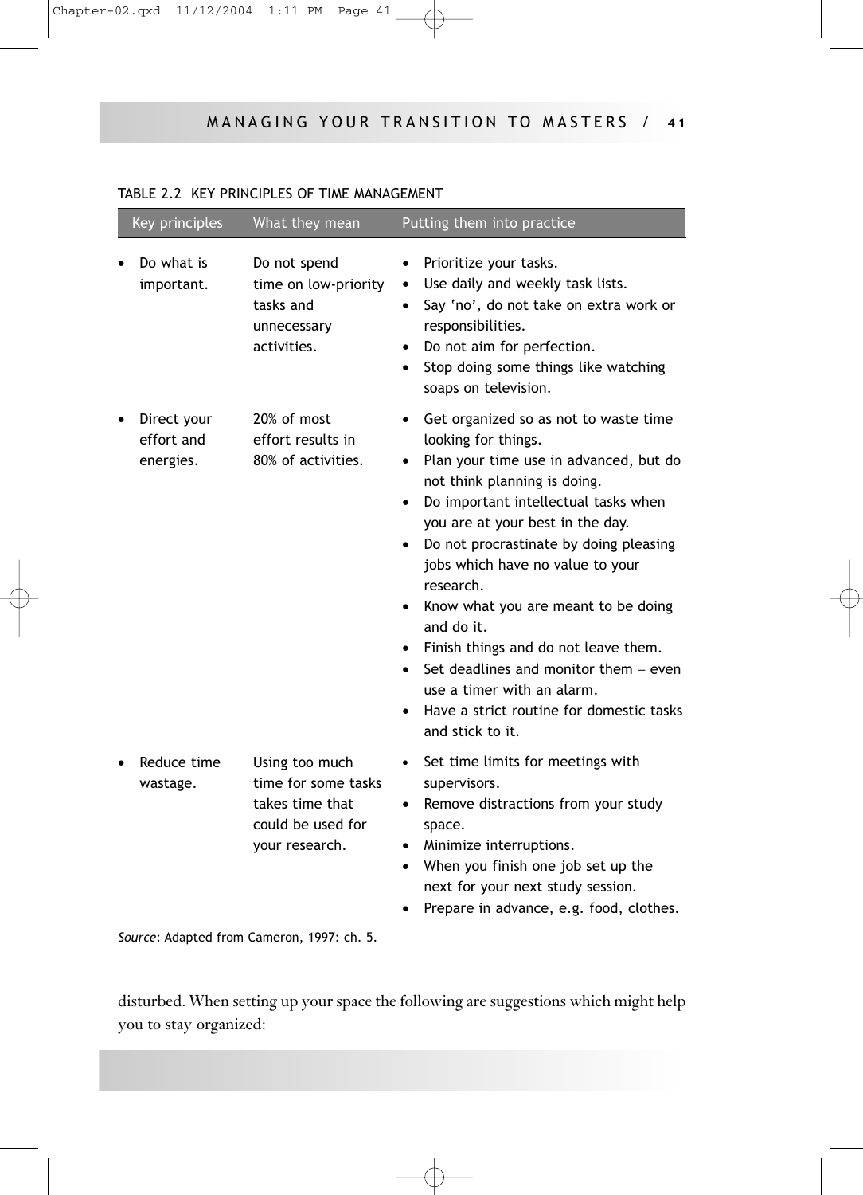TABLE 2.2 KEY PRINCIPLES OF TIME MANAGEMENT

| Key principles | What they mean | Putting them into practice |
| --- | --- | --- |
| • Do what is important. | Do not spend time on low-priority tasks and unnecessary activities. | • Prioritize your tasks.<br>• Use daily and weekly task lists.<br>• Say 'no', do not take on extra work or responsibilities.<br>• Do not aim for perfection.<br>• Stop doing some things like watching soaps on television. |
| • Direct your effort and energies. | 20% of most effort results in 80% of activities. | • Get organized so as not to waste time looking for things.<br>• Plan your time use in advanced, but do not think planning is doing.<br>• Do important intellectual tasks when you are at your best in the day.<br>• Do not procrastinate by doing pleasing jobs which have no value to your research.<br>• Know what you are meant to be doing and do it.<br>• Finish things and do not leave them.<br>• Set deadlines and monitor them – even use a timer with an alarm.<br>• Have a strict routine for domestic tasks and stick to it. |
| • Reduce time wastage. | Using too much time for some tasks takes time that could be used for your research. | • Set time limits for meetings with supervisors.<br>• Remove distractions from your study space.<br>• Minimize interruptions.<br>• When you finish one job set up the next for your next study session.<br>• Prepare in advance, e.g. food, clothes. |

*Source*: Adapted from Cameron, 1997: ch. 5.

disturbed. When setting up your space the following are suggestions which might help you to stay organized: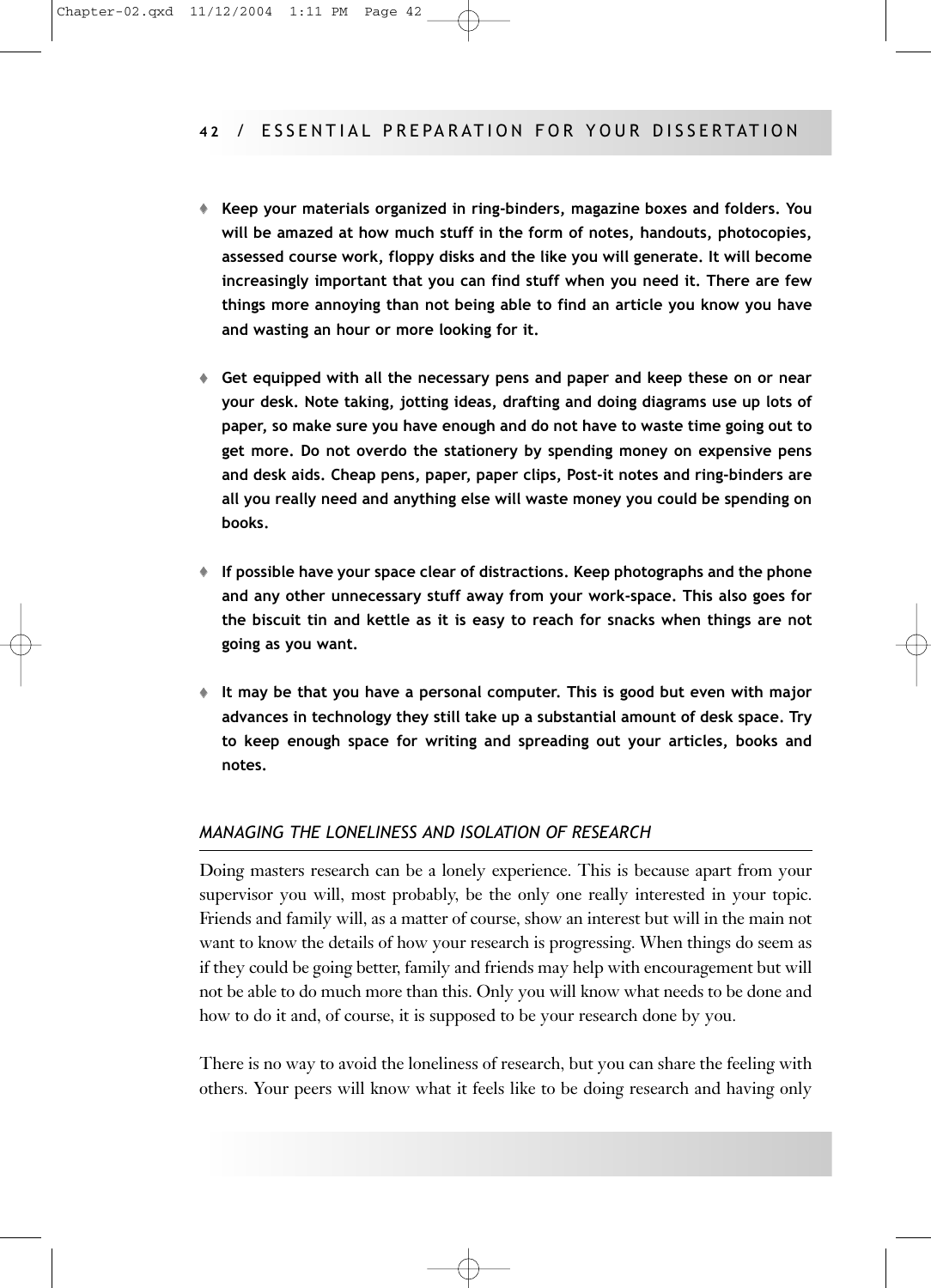- **Keep your materials organized in ring-binders, magazine boxes and folders. You will be amazed at how much stuff in the form of notes, handouts, photocopies, assessed course work, floppy disks and the like you will generate. It will become increasingly important that you can find stuff when you need it. There are few things more annoying than not being able to find an article you know you have and wasting an hour or more looking for it.**

- **Get equipped with all the necessary pens and paper and keep these on or near your desk. Note taking, jotting ideas, drafting and doing diagrams use up lots of paper, so make sure you have enough and do not have to waste time going out to get more. Do not overdo the stationery by spending money on expensive pens and desk aids. Cheap pens, paper, paper clips, Post-it notes and ring-binders are all you really need and anything else will waste money you could be spending on books.**

- **If possible have your space clear of distractions. Keep photographs and the phone and any other unnecessary stuff away from your work-space. This also goes for the biscuit tin and kettle as it is easy to reach for snacks when things are not going as you want.**

- **It may be that you have a personal computer. This is good but even with major advances in technology they still take up a substantial amount of desk space. Try to keep enough space for writing and spreading out your articles, books and notes.**

### *MANAGING THE LONELINESS AND ISOLATION OF RESEARCH*

Doing masters research can be a lonely experience. This is because apart from your supervisor you will, most probably, be the only one really interested in your topic. Friends and family will, as a matter of course, show an interest but will in the main not want to know the details of how your research is progressing. When things do seem as if they could be going better, family and friends may help with encouragement but will not be able to do much more than this. Only you will know what needs to be done and how to do it and, of course, it is supposed to be your research done by you.

There is no way to avoid the loneliness of research, but you can share the feeling with others. Your peers will know what it feels like to be doing research and having only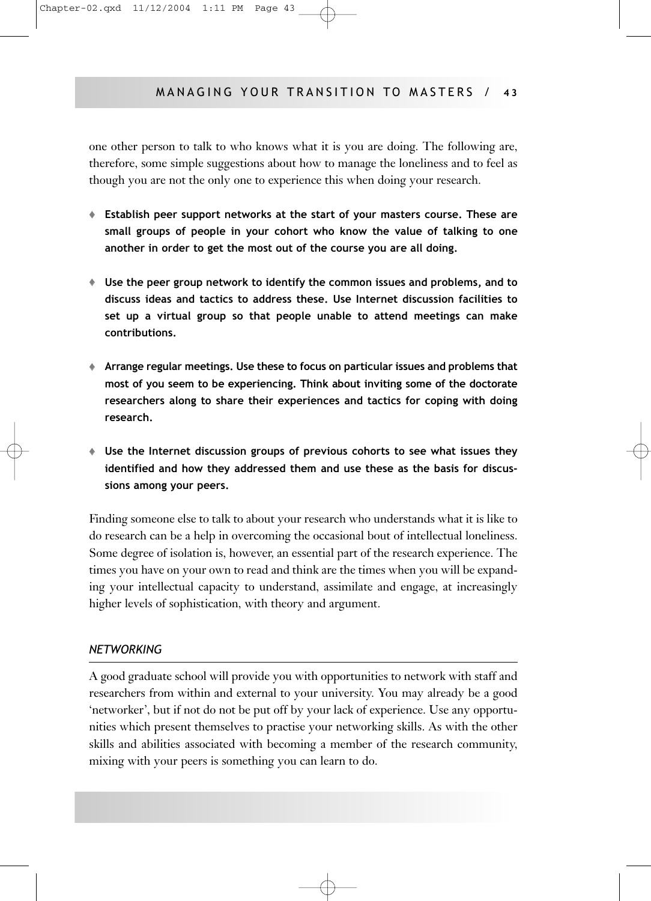one other person to talk to who knows what it is you are doing. The following are, therefore, some simple suggestions about how to manage the loneliness and to feel as though you are not the only one to experience this when doing your research.

- **Establish peer support networks at the start of your masters course. These are small groups of people in your cohort who know the value of talking to one another in order to get the most out of the course you are all doing.**
- **Use the peer group network to identify the common issues and problems, and to discuss ideas and tactics to address these. Use Internet discussion facilities to set up a virtual group so that people unable to attend meetings can make contributions.**
- **Arrange regular meetings. Use these to focus on particular issues and problems that most of you seem to be experiencing. Think about inviting some of the doctorate researchers along to share their experiences and tactics for coping with doing research.**
- **Use the Internet discussion groups of previous cohorts to see what issues they identified and how they addressed them and use these as the basis for discussions among your peers.**

Finding someone else to talk to about your research who understands what it is like to do research can be a help in overcoming the occasional bout of intellectual loneliness. Some degree of isolation is, however, an essential part of the research experience. The times you have on your own to read and think are the times when you will be expanding your intellectual capacity to understand, assimilate and engage, at increasingly higher levels of sophistication, with theory and argument.

### *NETWORKING*

A good graduate school will provide you with opportunities to network with staff and researchers from within and external to your university. You may already be a good 'networker', but if not do not be put off by your lack of experience. Use any opportunities which present themselves to practise your networking skills. As with the other skills and abilities associated with becoming a member of the research community, mixing with your peers is something you can learn to do.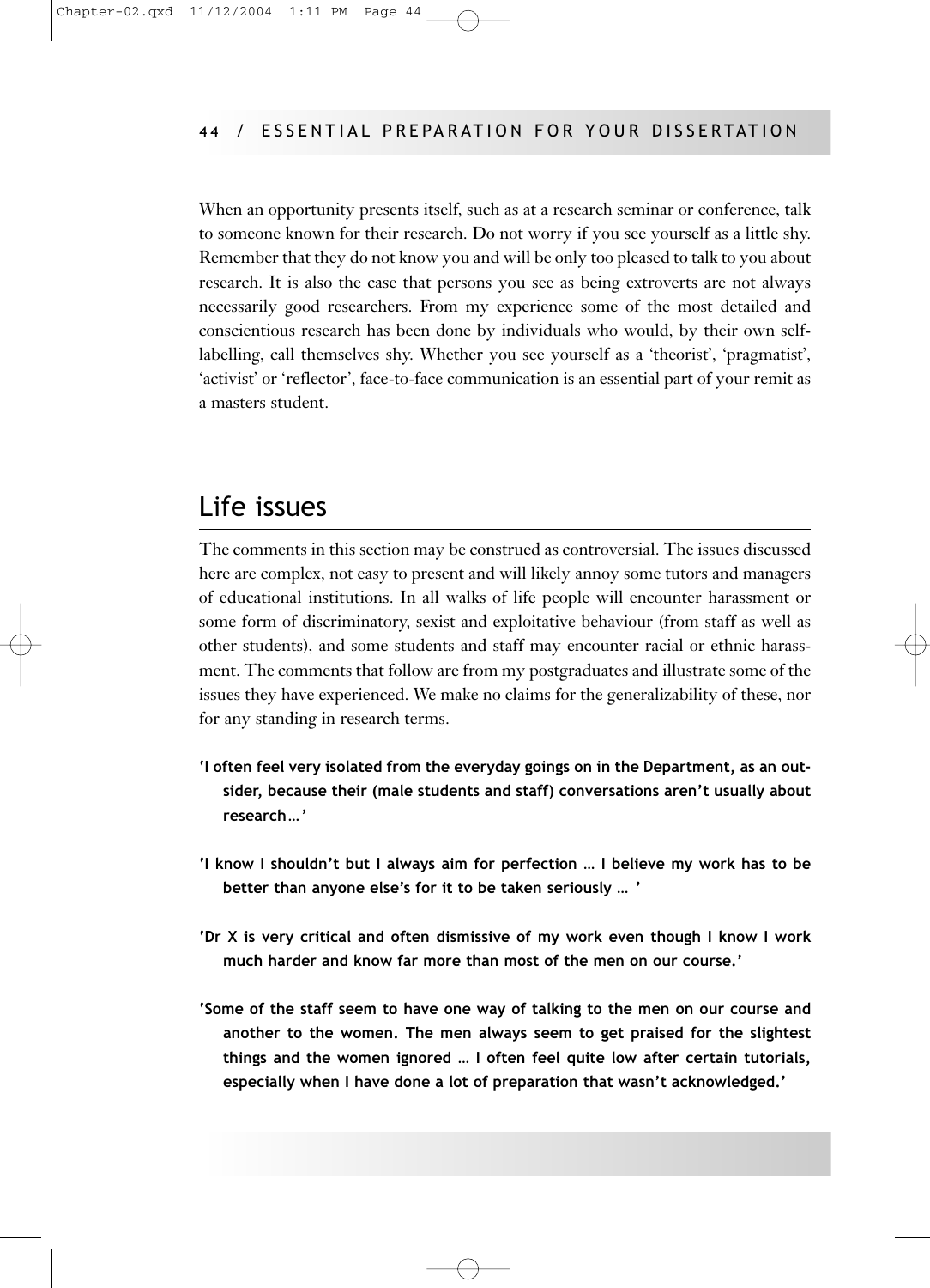When an opportunity presents itself, such as at a research seminar or conference, talk to someone known for their research. Do not worry if you see yourself as a little shy. Remember that they do not know you and will be only too pleased to talk to you about research. It is also the case that persons you see as being extroverts are not always necessarily good researchers. From my experience some of the most detailed and conscientious research has been done by individuals who would, by their own self-labelling, call themselves shy. Whether you see yourself as a 'theorist', 'pragmatist', 'activist' or 'reflector', face-to-face communication is an essential part of your remit as a masters student.

## Life issues

The comments in this section may be construed as controversial. The issues discussed here are complex, not easy to present and will likely annoy some tutors and managers of educational institutions. In all walks of life people will encounter harassment or some form of discriminatory, sexist and exploitative behaviour (from staff as well as other students), and some students and staff may encounter racial or ethnic harassment. The comments that follow are from my postgraduates and illustrate some of the issues they have experienced. We make no claims for the generalizability of these, nor for any standing in research terms.

**'I often feel very isolated from the everyday goings on in the Department, as an outsider, because their (male students and staff) conversations aren't usually about research…'**

**'I know I shouldn't but I always aim for perfection … I believe my work has to be better than anyone else's for it to be taken seriously … '**

**'Dr X is very critical and often dismissive of my work even though I know I work much harder and know far more than most of the men on our course.'**

**'Some of the staff seem to have one way of talking to the men on our course and another to the women. The men always seem to get praised for the slightest things and the women ignored … I often feel quite low after certain tutorials, especially when I have done a lot of preparation that wasn't acknowledged.'**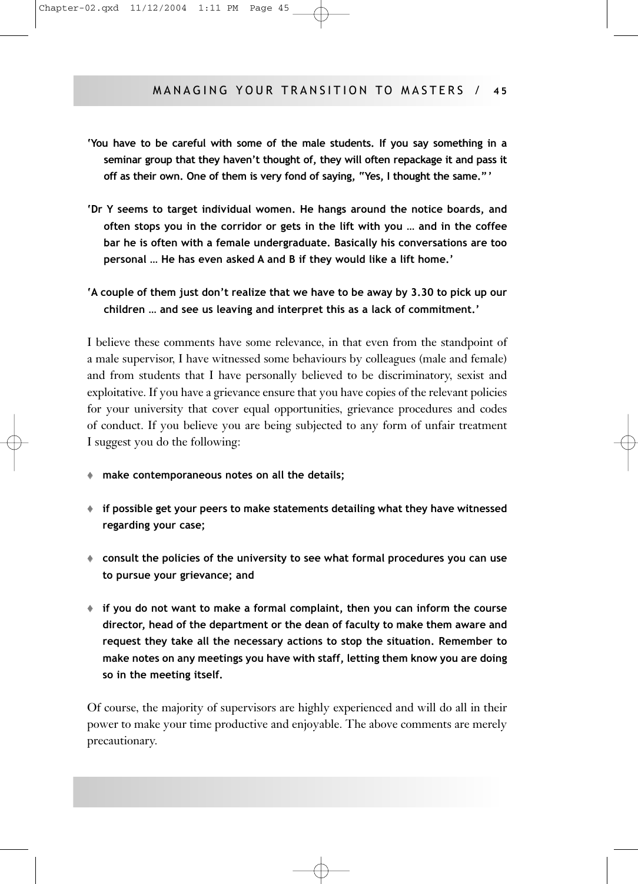**'You have to be careful with some of the male students. If you say something in a seminar group that they haven't thought of, they will often repackage it and pass it off as their own. One of them is very fond of saying, "Yes, I thought the same."'**

**'Dr Y seems to target individual women. He hangs around the notice boards, and often stops you in the corridor or gets in the lift with you … and in the coffee bar he is often with a female undergraduate. Basically his conversations are too personal … He has even asked A and B if they would like a lift home.'**

**'A couple of them just don't realize that we have to be away by 3.30 to pick up our children … and see us leaving and interpret this as a lack of commitment.'**

I believe these comments have some relevance, in that even from the standpoint of a male supervisor, I have witnessed some behaviours by colleagues (male and female) and from students that I have personally believed to be discriminatory, sexist and exploitative. If you have a grievance ensure that you have copies of the relevant policies for your university that cover equal opportunities, grievance procedures and codes of conduct. If you believe you are being subjected to any form of unfair treatment I suggest you do the following:

- **make contemporaneous notes on all the details;**
- **if possible get your peers to make statements detailing what they have witnessed regarding your case;**
- **consult the policies of the university to see what formal procedures you can use to pursue your grievance; and**
- **if you do not want to make a formal complaint, then you can inform the course director, head of the department or the dean of faculty to make them aware and request they take all the necessary actions to stop the situation. Remember to make notes on any meetings you have with staff, letting them know you are doing so in the meeting itself.**

Of course, the majority of supervisors are highly experienced and will do all in their power to make your time productive and enjoyable. The above comments are merely precautionary.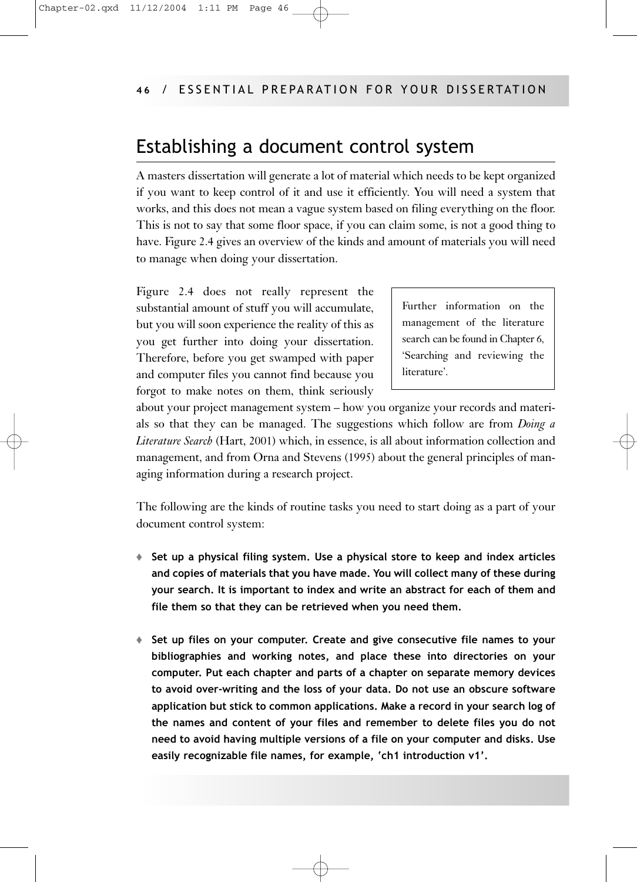## Establishing a document control system

A masters dissertation will generate a lot of material which needs to be kept organized if you want to keep control of it and use it efficiently. You will need a system that works, and this does not mean a vague system based on filing everything on the floor. This is not to say that some floor space, if you can claim some, is not a good thing to have. Figure 2.4 gives an overview of the kinds and amount of materials you will need to manage when doing your dissertation.

> Further information on the management of the literature search can be found in Chapter 6, 'Searching and reviewing the literature'.

Figure 2.4 does not really represent the substantial amount of stuff you will accumulate, but you will soon experience the reality of this as you get further into doing your dissertation. Therefore, before you get swamped with paper and computer files you cannot find because you forgot to make notes on them, think seriously about your project management system – how you organize your records and materials so that they can be managed. The suggestions which follow are from *Doing a Literature Search* (Hart, 2001) which, in essence, is all about information collection and management, and from Orna and Stevens (1995) about the general principles of managing information during a research project.

The following are the kinds of routine tasks you need to start doing as a part of your document control system:

- **Set up a physical filing system. Use a physical store to keep and index articles and copies of materials that you have made. You will collect many of these during your search. It is important to index and write an abstract for each of them and file them so that they can be retrieved when you need them.**

- **Set up files on your computer. Create and give consecutive file names to your bibliographies and working notes, and place these into directories on your computer. Put each chapter and parts of a chapter on separate memory devices to avoid over-writing and the loss of your data. Do not use an obscure software application but stick to common applications. Make a record in your search log of the names and content of your files and remember to delete files you do not need to avoid having multiple versions of a file on your computer and disks. Use easily recognizable file names, for example, 'ch1 introduction v1'.**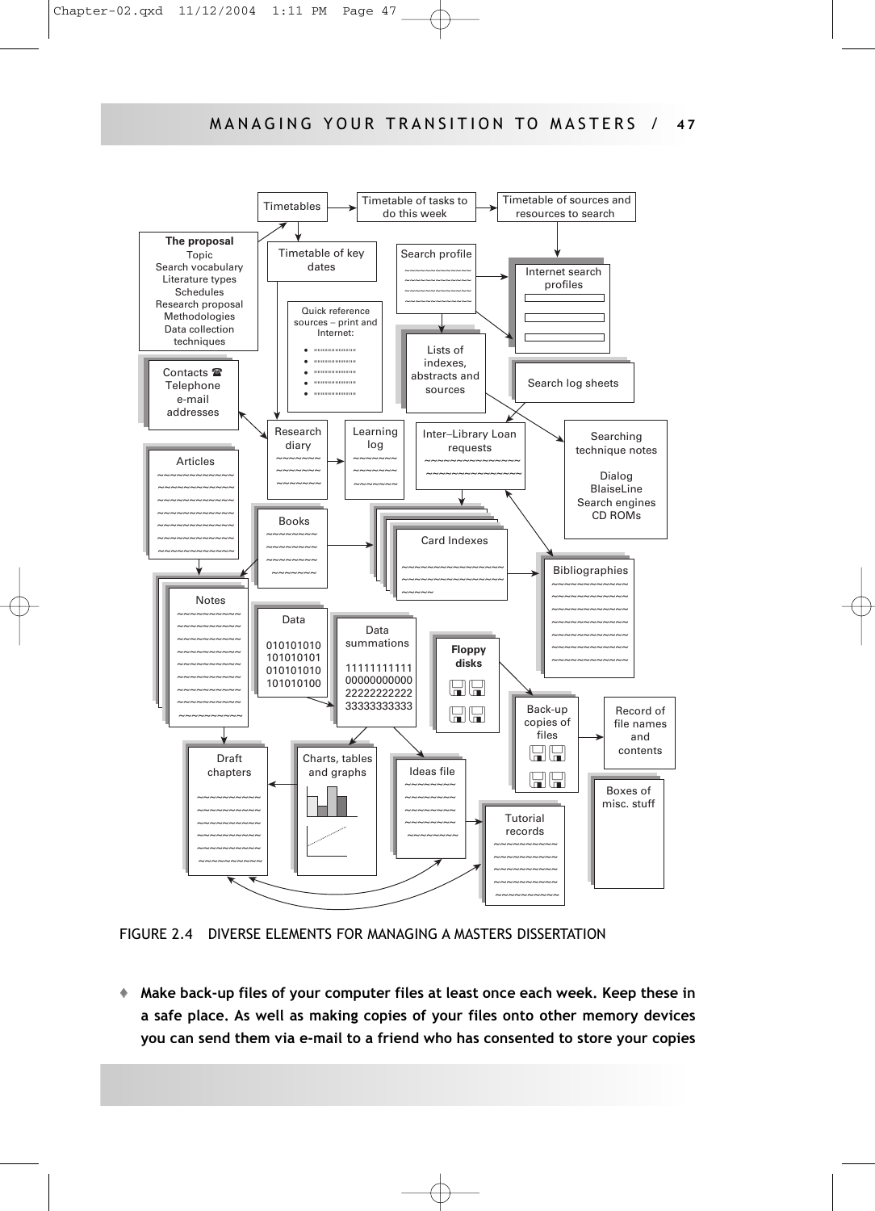Timetables

Timetable of tasks to do this week

Timetable of sources and resources to search

**The proposal**
Topic
Search vocabulary
Literature types
Schedules
Research proposal
Methodologies
Data collection techniques

Timetable of key dates

Search profile

Internet search profiles

Quick reference sources – print and Internet:

Lists of indexes, abstracts and sources

Contacts ☎
Telephone
e-mail addresses

Search log sheets

Research diary

Learning log

Inter–Library Loan requests

Searching technique notes

Dialog
BlaiseLine
Search engines
CD ROMs

Articles

Books

Card Indexes

Bibliographies

Notes

Data

010101010
101010101
010101010
101010100

Data summations

11111111111
00000000000
22222222222
33333333333

**Floppy disks**

Back-up copies of files

Record of file names and contents

Boxes of misc. stuff

Draft chapters

Charts, tables and graphs

Ideas file

Tutorial records

FIGURE 2.4 DIVERSE ELEMENTS FOR MANAGING A MASTERS DISSERTATION

- **Make back-up files of your computer files at least once each week. Keep these in a safe place. As well as making copies of your files onto other memory devices you can send them via e-mail to a friend who has consented to store your copies**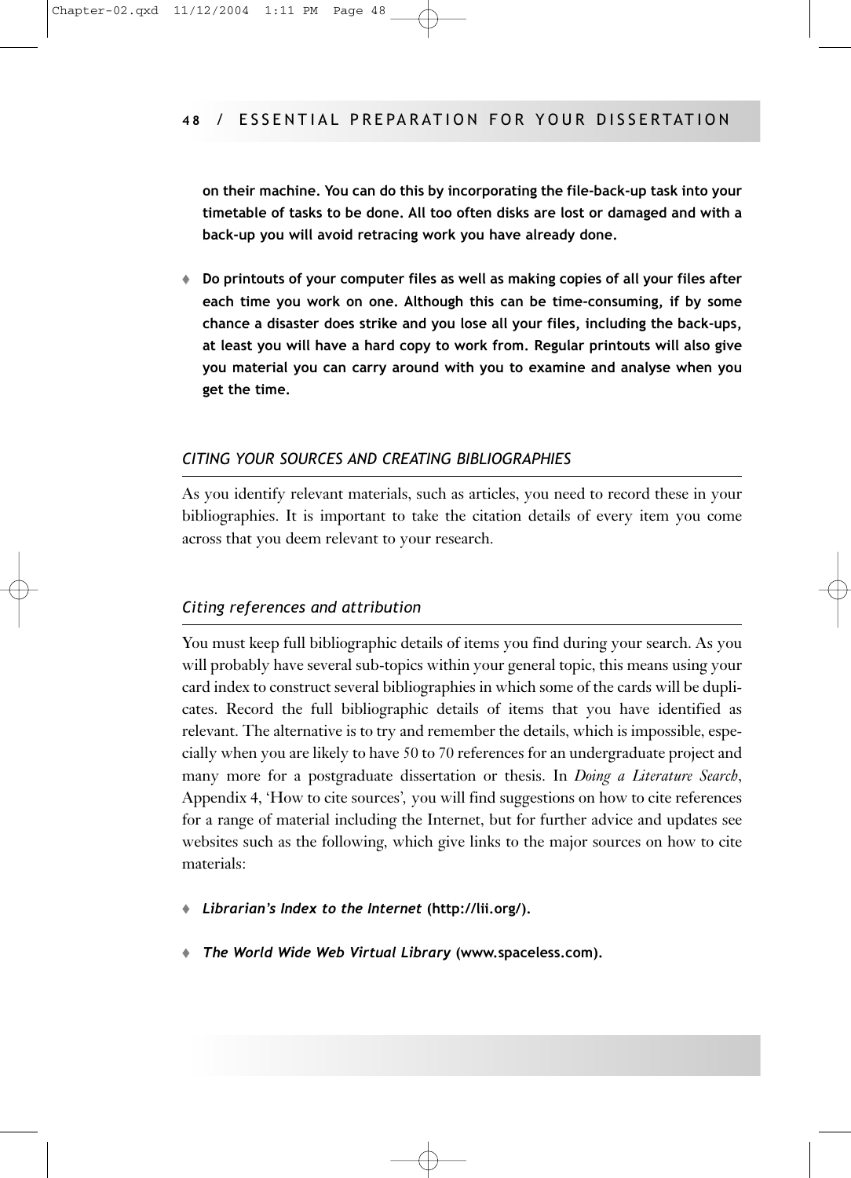**on their machine. You can do this by incorporating the file-back-up task into your timetable of tasks to be done. All too often disks are lost or damaged and with a back-up you will avoid retracing work you have already done.**

- **Do printouts of your computer files as well as making copies of all your files after each time you work on one. Although this can be time-consuming, if by some chance a disaster does strike and you lose all your files, including the back-ups, at least you will have a hard copy to work from. Regular printouts will also give you material you can carry around with you to examine and analyse when you get the time.**

## *CITING YOUR SOURCES AND CREATING BIBLIOGRAPHIES*

As you identify relevant materials, such as articles, you need to record these in your bibliographies. It is important to take the citation details of every item you come across that you deem relevant to your research.

### *Citing references and attribution*

You must keep full bibliographic details of items you find during your search. As you will probably have several sub-topics within your general topic, this means using your card index to construct several bibliographies in which some of the cards will be duplicates. Record the full bibliographic details of items that you have identified as relevant. The alternative is to try and remember the details, which is impossible, especially when you are likely to have 50 to 70 references for an undergraduate project and many more for a postgraduate dissertation or thesis. In *Doing a Literature Search*, Appendix 4, 'How to cite sources', you will find suggestions on how to cite references for a range of material including the Internet, but for further advice and updates see websites such as the following, which give links to the major sources on how to cite materials:

- ***Librarian's Index to the Internet* (http://lii.org/).**
- ***The World Wide Web Virtual Library* (www.spaceless.com).**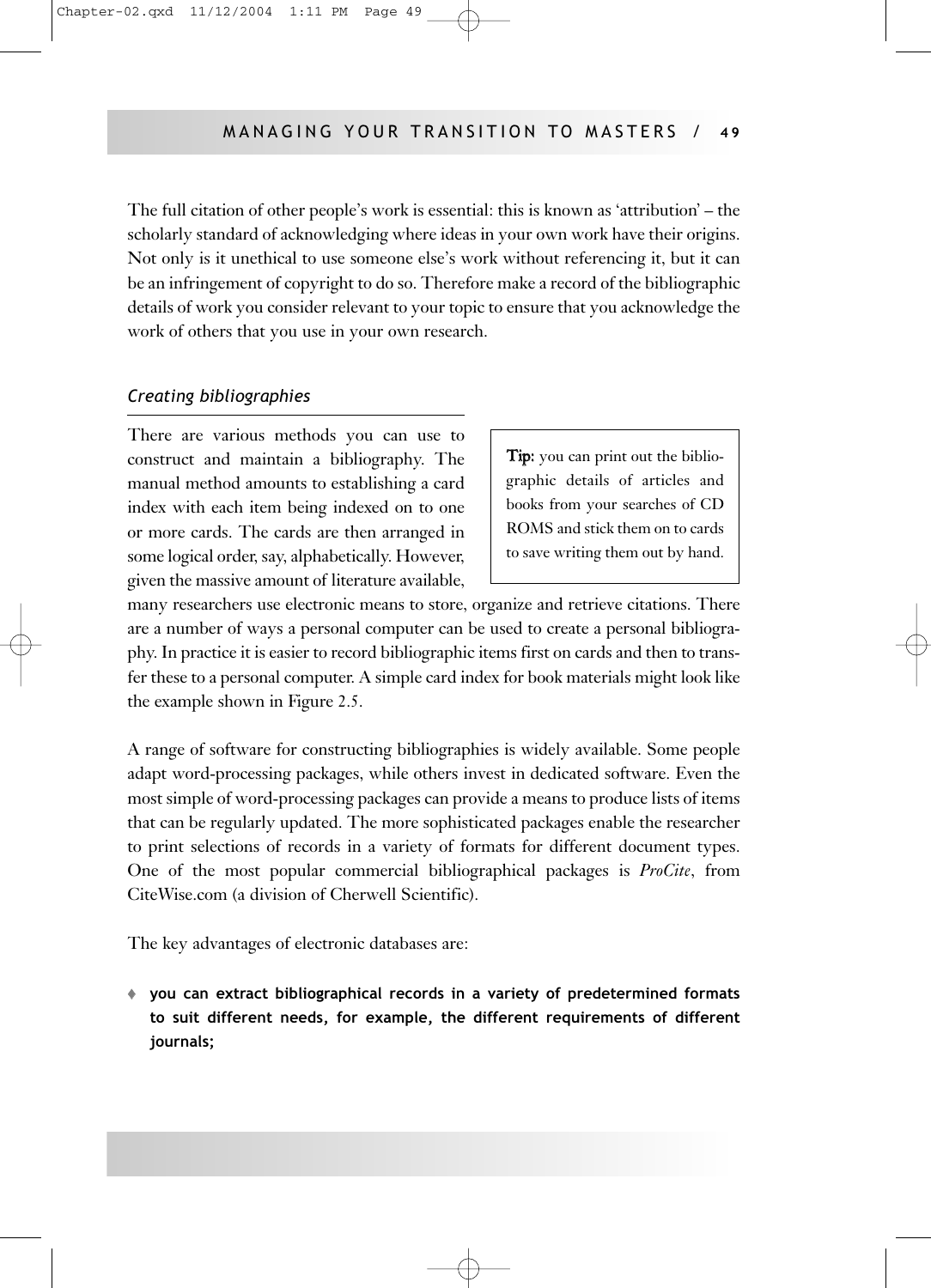The full citation of other people's work is essential: this is known as 'attribution' – the scholarly standard of acknowledging where ideas in your own work have their origins. Not only is it unethical to use someone else's work without referencing it, but it can be an infringement of copyright to do so. Therefore make a record of the bibliographic details of work you consider relevant to your topic to ensure that you acknowledge the work of others that you use in your own research.

### *Creating bibliographies*

There are various methods you can use to construct and maintain a bibliography. The manual method amounts to establishing a card index with each item being indexed on to one or more cards. The cards are then arranged in some logical order, say, alphabetically. However, given the massive amount of literature available, many researchers use electronic means to store, organize and retrieve citations. There are a number of ways a personal computer can be used to create a personal bibliography. In practice it is easier to record bibliographic items first on cards and then to transfer these to a personal computer. A simple card index for book materials might look like the example shown in Figure 2.5.

> **Tip:** you can print out the bibliographic details of articles and books from your searches of CD ROMS and stick them on to cards to save writing them out by hand.

A range of software for constructing bibliographies is widely available. Some people adapt word-processing packages, while others invest in dedicated software. Even the most simple of word-processing packages can provide a means to produce lists of items that can be regularly updated. The more sophisticated packages enable the researcher to print selections of records in a variety of formats for different document types. One of the most popular commercial bibliographical packages is *ProCite*, from CiteWise.com (a division of Cherwell Scientific).

The key advantages of electronic databases are:

- **you can extract bibliographical records in a variety of predetermined formats to suit different needs, for example, the different requirements of different journals;**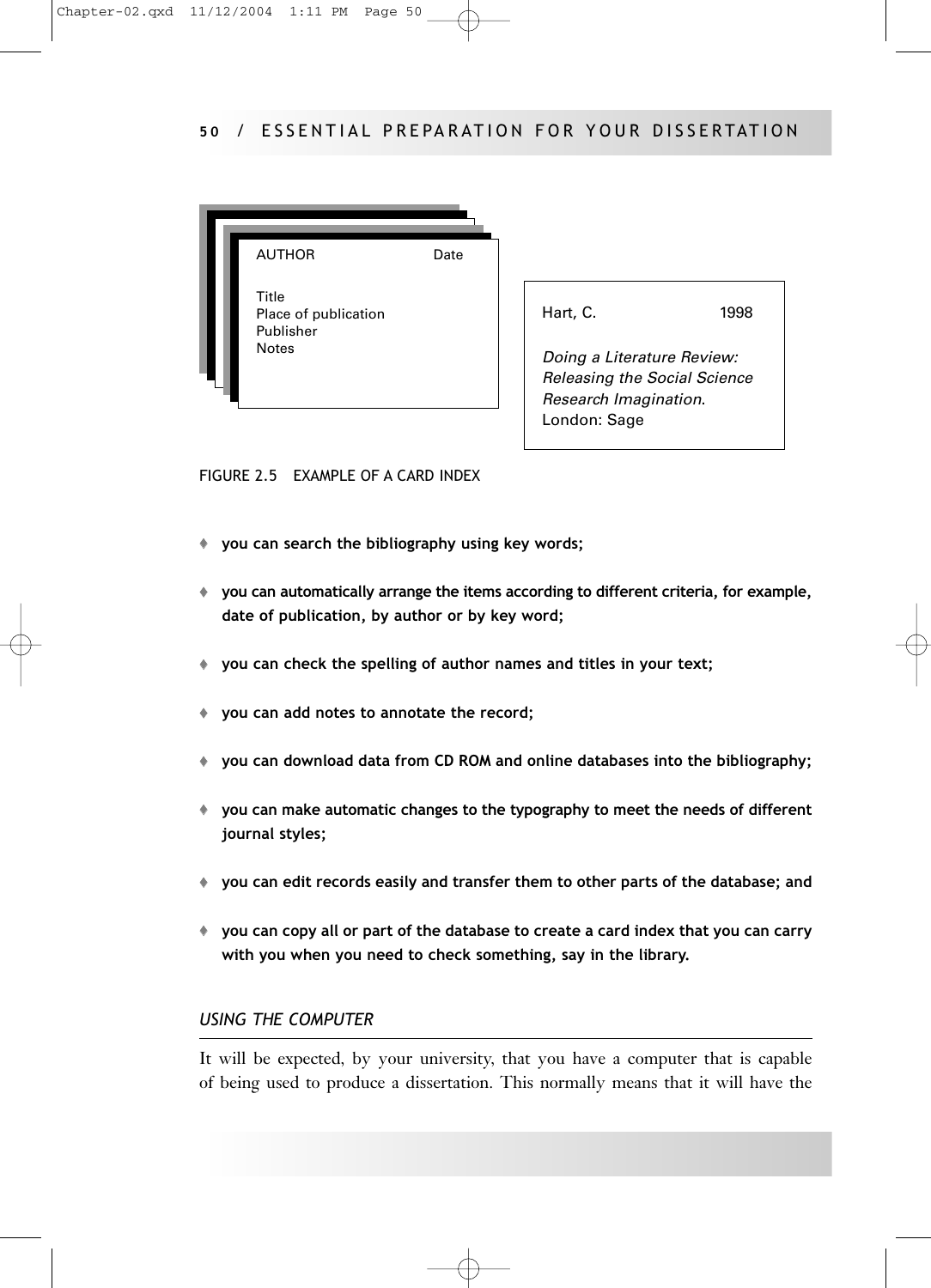AUTHOR Date

Title
Place of publication
Publisher
Notes

Hart, C. 1998

*Doing a Literature Review: Releasing the Social Science Research Imagination*.
London: Sage

FIGURE 2.5 EXAMPLE OF A CARD INDEX

- **you can search the bibliography using key words;**
- **you can automatically arrange the items according to different criteria, for example, date of publication, by author or by key word;**
- **you can check the spelling of author names and titles in your text;**
- **you can add notes to annotate the record;**
- **you can download data from CD ROM and online databases into the bibliography;**
- **you can make automatic changes to the typography to meet the needs of different journal styles;**
- **you can edit records easily and transfer them to other parts of the database; and**
- **you can copy all or part of the database to create a card index that you can carry with you when you need to check something, say in the library.**

### *USING THE COMPUTER*

It will be expected, by your university, that you have a computer that is capable of being used to produce a dissertation. This normally means that it will have the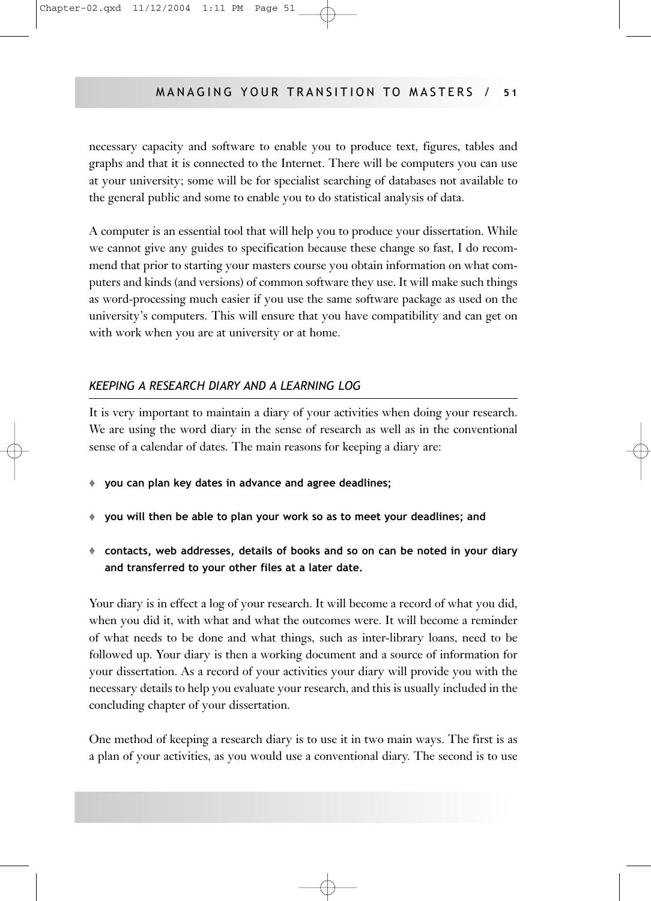necessary capacity and software to enable you to produce text, figures, tables and graphs and that it is connected to the Internet. There will be computers you can use at your university; some will be for specialist searching of databases not available to the general public and some to enable you to do statistical analysis of data.

A computer is an essential tool that will help you to produce your dissertation. While we cannot give any guides to specification because these change so fast, I do recommend that prior to starting your masters course you obtain information on what computers and kinds (and versions) of common software they use. It will make such things as word-processing much easier if you use the same software package as used on the university's computers. This will ensure that you have compatibility and can get on with work when you are at university or at home.

### *KEEPING A RESEARCH DIARY AND A LEARNING LOG*

It is very important to maintain a diary of your activities when doing your research. We are using the word diary in the sense of research as well as in the conventional sense of a calendar of dates. The main reasons for keeping a diary are:

- **you can plan key dates in advance and agree deadlines;**
- **you will then be able to plan your work so as to meet your deadlines; and**
- **contacts, web addresses, details of books and so on can be noted in your diary and transferred to your other files at a later date.**

Your diary is in effect a log of your research. It will become a record of what you did, when you did it, with what and what the outcomes were. It will become a reminder of what needs to be done and what things, such as inter-library loans, need to be followed up. Your diary is then a working document and a source of information for your dissertation. As a record of your activities your diary will provide you with the necessary details to help you evaluate your research, and this is usually included in the concluding chapter of your dissertation.

One method of keeping a research diary is to use it in two main ways. The first is as a plan of your activities, as you would use a conventional diary. The second is to use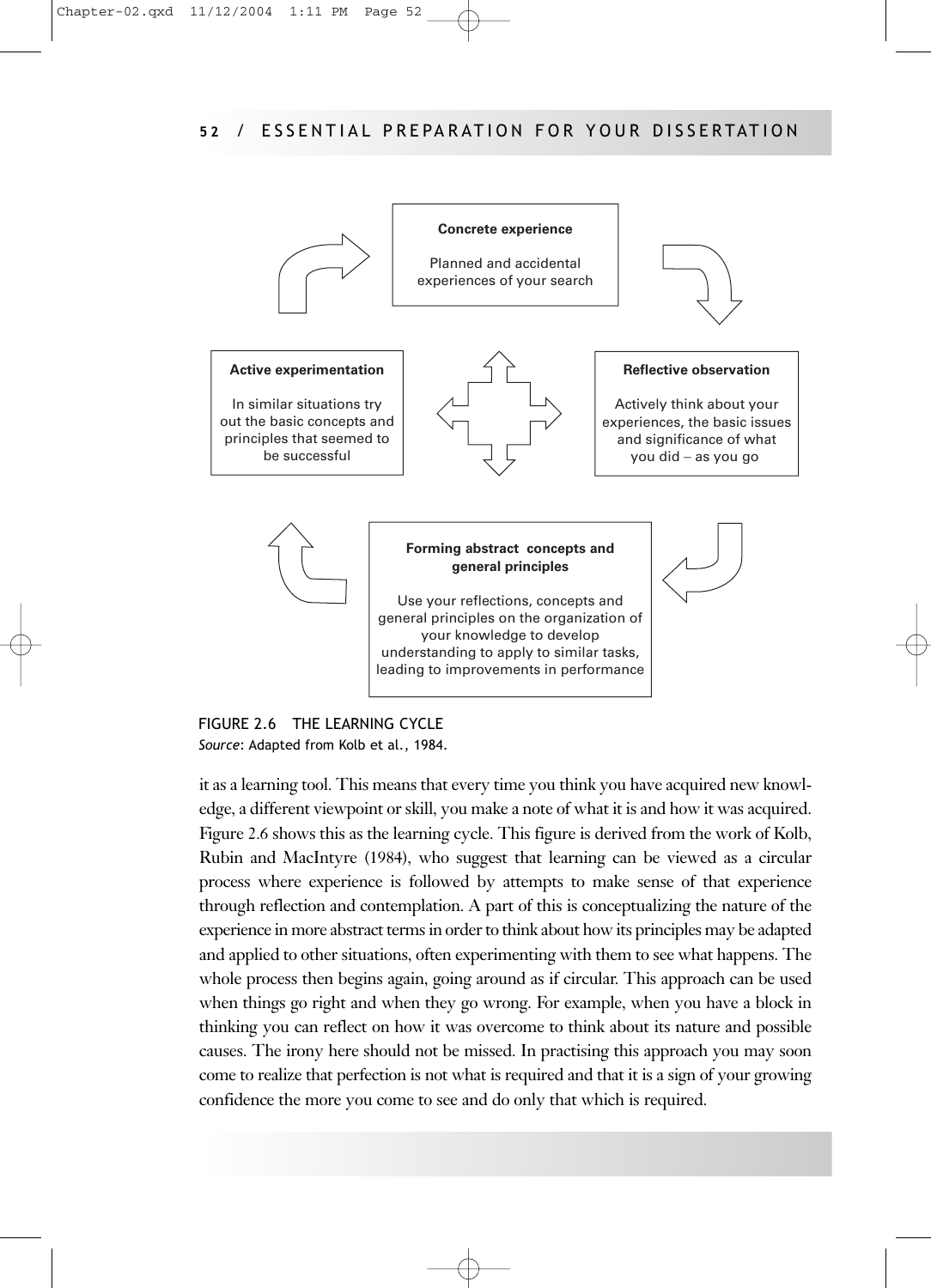**Concrete experience**

Planned and accidental experiences of your search

**Reflective observation**

Actively think about your experiences, the basic issues and significance of what you did – as you go

**Forming abstract concepts and general principles**

Use your reflections, concepts and general principles on the organization of your knowledge to develop understanding to apply to similar tasks, leading to improvements in performance

**Active experimentation**

In similar situations try out the basic concepts and principles that seemed to be successful

FIGURE 2.6 THE LEARNING CYCLE
*Source*: Adapted from Kolb et al., 1984.

it as a learning tool. This means that every time you think you have acquired new knowledge, a different viewpoint or skill, you make a note of what it is and how it was acquired. Figure 2.6 shows this as the learning cycle. This figure is derived from the work of Kolb, Rubin and MacIntyre (1984), who suggest that learning can be viewed as a circular process where experience is followed by attempts to make sense of that experience through reflection and contemplation. A part of this is conceptualizing the nature of the experience in more abstract terms in order to think about how its principles may be adapted and applied to other situations, often experimenting with them to see what happens. The whole process then begins again, going around as if circular. This approach can be used when things go right and when they go wrong. For example, when you have a block in thinking you can reflect on how it was overcome to think about its nature and possible causes. The irony here should not be missed. In practising this approach you may soon come to realize that perfection is not what is required and that it is a sign of your growing confidence the more you come to see and do only that which is required.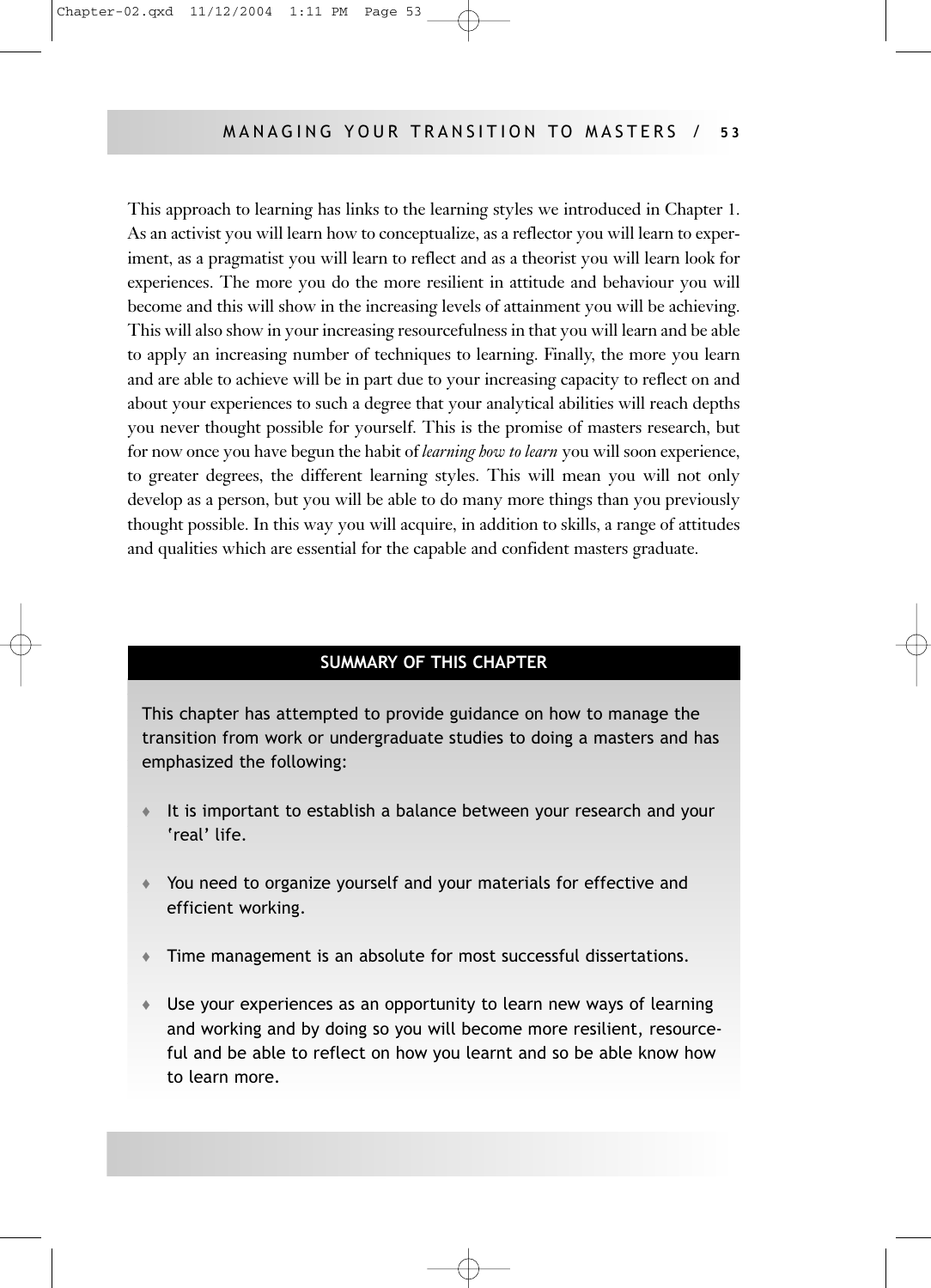This approach to learning has links to the learning styles we introduced in Chapter 1. As an activist you will learn how to conceptualize, as a reflector you will learn to experiment, as a pragmatist you will learn to reflect and as a theorist you will learn look for experiences. The more you do the more resilient in attitude and behaviour you will become and this will show in the increasing levels of attainment you will be achieving. This will also show in your increasing resourcefulness in that you will learn and be able to apply an increasing number of techniques to learning. Finally, the more you learn and are able to achieve will be in part due to your increasing capacity to reflect on and about your experiences to such a degree that your analytical abilities will reach depths you never thought possible for yourself. This is the promise of masters research, but for now once you have begun the habit of *learning how to learn* you will soon experience, to greater degrees, the different learning styles. This will mean you will not only develop as a person, but you will be able to do many more things than you previously thought possible. In this way you will acquire, in addition to skills, a range of attitudes and qualities which are essential for the capable and confident masters graduate.

## SUMMARY OF THIS CHAPTER

This chapter has attempted to provide guidance on how to manage the transition from work or undergraduate studies to doing a masters and has emphasized the following:

- It is important to establish a balance between your research and your 'real' life.
- You need to organize yourself and your materials for effective and efficient working.
- Time management is an absolute for most successful dissertations.
- Use your experiences as an opportunity to learn new ways of learning and working and by doing so you will become more resilient, resourceful and be able to reflect on how you learnt and so be able know how to learn more.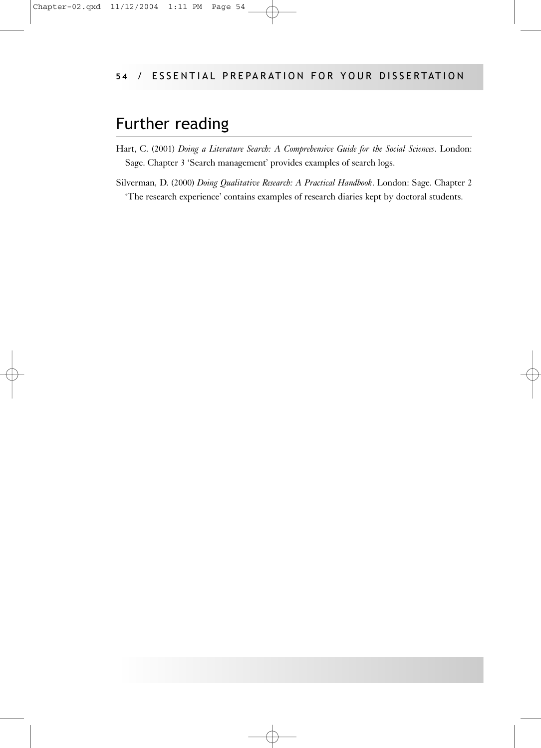## Further reading

Hart, C. (2001) *Doing a Literature Search: A Comprehensive Guide for the Social Sciences*. London: Sage. Chapter 3 'Search management' provides examples of search logs.

Silverman, D. (2000) *Doing Qualitative Research: A Practical Handbook*. London: Sage. Chapter 2 'The research experience' contains examples of research diaries kept by doctoral students.